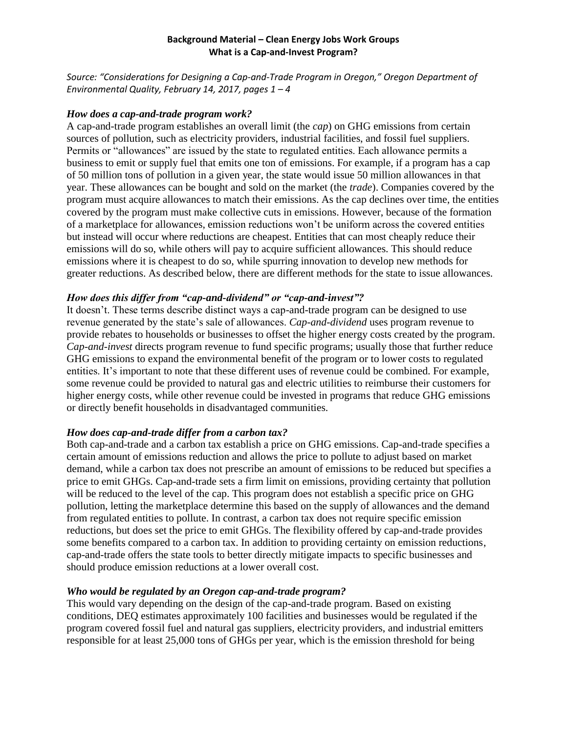**Background Material – Clean Energy Jobs Work Groups**
**What is a Cap-and-Invest Program?**

*Source: "Considerations for Designing a Cap-and-Trade Program in Oregon," Oregon Department of Environmental Quality, February 14, 2017, pages 1 – 4*

### *How does a cap-and-trade program work?*

A cap-and-trade program establishes an overall limit (the *cap*) on GHG emissions from certain sources of pollution, such as electricity providers, industrial facilities, and fossil fuel suppliers. Permits or "allowances" are issued by the state to regulated entities. Each allowance permits a business to emit or supply fuel that emits one ton of emissions. For example, if a program has a cap of 50 million tons of pollution in a given year, the state would issue 50 million allowances in that year. These allowances can be bought and sold on the market (the *trade*). Companies covered by the program must acquire allowances to match their emissions. As the cap declines over time, the entities covered by the program must make collective cuts in emissions. However, because of the formation of a marketplace for allowances, emission reductions won't be uniform across the covered entities but instead will occur where reductions are cheapest. Entities that can most cheaply reduce their emissions will do so, while others will pay to acquire sufficient allowances. This should reduce emissions where it is cheapest to do so, while spurring innovation to develop new methods for greater reductions. As described below, there are different methods for the state to issue allowances.

### *How does this differ from "cap-and-dividend" or "cap-and-invest"?*

It doesn't. These terms describe distinct ways a cap-and-trade program can be designed to use revenue generated by the state's sale of allowances. *Cap-and-dividend* uses program revenue to provide rebates to households or businesses to offset the higher energy costs created by the program. *Cap-and-invest* directs program revenue to fund specific programs; usually those that further reduce GHG emissions to expand the environmental benefit of the program or to lower costs to regulated entities. It's important to note that these different uses of revenue could be combined. For example, some revenue could be provided to natural gas and electric utilities to reimburse their customers for higher energy costs, while other revenue could be invested in programs that reduce GHG emissions or directly benefit households in disadvantaged communities.

### *How does cap-and-trade differ from a carbon tax?*

Both cap-and-trade and a carbon tax establish a price on GHG emissions. Cap-and-trade specifies a certain amount of emissions reduction and allows the price to pollute to adjust based on market demand, while a carbon tax does not prescribe an amount of emissions to be reduced but specifies a price to emit GHGs. Cap-and-trade sets a firm limit on emissions, providing certainty that pollution will be reduced to the level of the cap. This program does not establish a specific price on GHG pollution, letting the marketplace determine this based on the supply of allowances and the demand from regulated entities to pollute. In contrast, a carbon tax does not require specific emission reductions, but does set the price to emit GHGs. The flexibility offered by cap-and-trade provides some benefits compared to a carbon tax. In addition to providing certainty on emission reductions, cap-and-trade offers the state tools to better directly mitigate impacts to specific businesses and should produce emission reductions at a lower overall cost.

### *Who would be regulated by an Oregon cap-and-trade program?*

This would vary depending on the design of the cap-and-trade program. Based on existing conditions, DEQ estimates approximately 100 facilities and businesses would be regulated if the program covered fossil fuel and natural gas suppliers, electricity providers, and industrial emitters responsible for at least 25,000 tons of GHGs per year, which is the emission threshold for being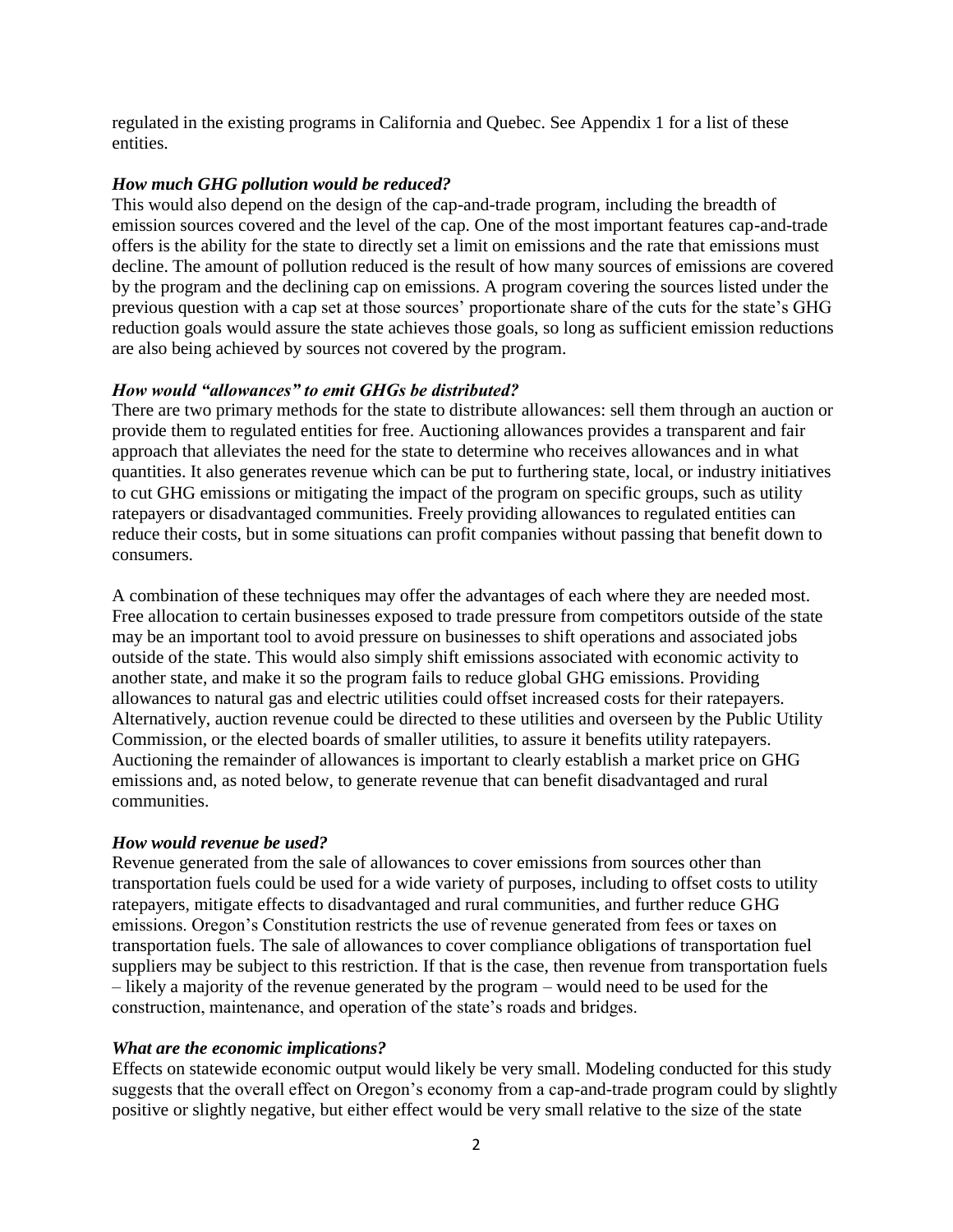regulated in the existing programs in California and Quebec. See Appendix 1 for a list of these entities.

***How much GHG pollution would be reduced?***

This would also depend on the design of the cap-and-trade program, including the breadth of emission sources covered and the level of the cap. One of the most important features cap-and-trade offers is the ability for the state to directly set a limit on emissions and the rate that emissions must decline. The amount of pollution reduced is the result of how many sources of emissions are covered by the program and the declining cap on emissions. A program covering the sources listed under the previous question with a cap set at those sources' proportionate share of the cuts for the state's GHG reduction goals would assure the state achieves those goals, so long as sufficient emission reductions are also being achieved by sources not covered by the program.

***How would "allowances" to emit GHGs be distributed?***

There are two primary methods for the state to distribute allowances: sell them through an auction or provide them to regulated entities for free. Auctioning allowances provides a transparent and fair approach that alleviates the need for the state to determine who receives allowances and in what quantities. It also generates revenue which can be put to furthering state, local, or industry initiatives to cut GHG emissions or mitigating the impact of the program on specific groups, such as utility ratepayers or disadvantaged communities. Freely providing allowances to regulated entities can reduce their costs, but in some situations can profit companies without passing that benefit down to consumers.

A combination of these techniques may offer the advantages of each where they are needed most. Free allocation to certain businesses exposed to trade pressure from competitors outside of the state may be an important tool to avoid pressure on businesses to shift operations and associated jobs outside of the state. This would also simply shift emissions associated with economic activity to another state, and make it so the program fails to reduce global GHG emissions. Providing allowances to natural gas and electric utilities could offset increased costs for their ratepayers. Alternatively, auction revenue could be directed to these utilities and overseen by the Public Utility Commission, or the elected boards of smaller utilities, to assure it benefits utility ratepayers. Auctioning the remainder of allowances is important to clearly establish a market price on GHG emissions and, as noted below, to generate revenue that can benefit disadvantaged and rural communities.

***How would revenue be used?***

Revenue generated from the sale of allowances to cover emissions from sources other than transportation fuels could be used for a wide variety of purposes, including to offset costs to utility ratepayers, mitigate effects to disadvantaged and rural communities, and further reduce GHG emissions. Oregon's Constitution restricts the use of revenue generated from fees or taxes on transportation fuels. The sale of allowances to cover compliance obligations of transportation fuel suppliers may be subject to this restriction. If that is the case, then revenue from transportation fuels – likely a majority of the revenue generated by the program – would need to be used for the construction, maintenance, and operation of the state's roads and bridges.

***What are the economic implications?***

Effects on statewide economic output would likely be very small. Modeling conducted for this study suggests that the overall effect on Oregon's economy from a cap-and-trade program could by slightly positive or slightly negative, but either effect would be very small relative to the size of the state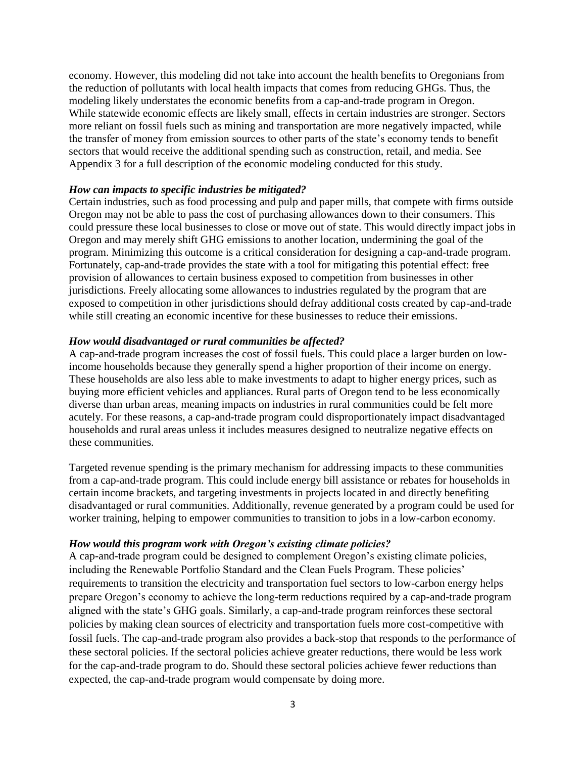economy. However, this modeling did not take into account the health benefits to Oregonians from the reduction of pollutants with local health impacts that comes from reducing GHGs. Thus, the modeling likely understates the economic benefits from a cap-and-trade program in Oregon. While statewide economic effects are likely small, effects in certain industries are stronger. Sectors more reliant on fossil fuels such as mining and transportation are more negatively impacted, while the transfer of money from emission sources to other parts of the state's economy tends to benefit sectors that would receive the additional spending such as construction, retail, and media. See Appendix 3 for a full description of the economic modeling conducted for this study.

***How can impacts to specific industries be mitigated?***

Certain industries, such as food processing and pulp and paper mills, that compete with firms outside Oregon may not be able to pass the cost of purchasing allowances down to their consumers. This could pressure these local businesses to close or move out of state. This would directly impact jobs in Oregon and may merely shift GHG emissions to another location, undermining the goal of the program. Minimizing this outcome is a critical consideration for designing a cap-and-trade program. Fortunately, cap-and-trade provides the state with a tool for mitigating this potential effect: free provision of allowances to certain business exposed to competition from businesses in other jurisdictions. Freely allocating some allowances to industries regulated by the program that are exposed to competition in other jurisdictions should defray additional costs created by cap-and-trade while still creating an economic incentive for these businesses to reduce their emissions.

***How would disadvantaged or rural communities be affected?***

A cap-and-trade program increases the cost of fossil fuels. This could place a larger burden on low-income households because they generally spend a higher proportion of their income on energy. These households are also less able to make investments to adapt to higher energy prices, such as buying more efficient vehicles and appliances. Rural parts of Oregon tend to be less economically diverse than urban areas, meaning impacts on industries in rural communities could be felt more acutely. For these reasons, a cap-and-trade program could disproportionately impact disadvantaged households and rural areas unless it includes measures designed to neutralize negative effects on these communities.

Targeted revenue spending is the primary mechanism for addressing impacts to these communities from a cap-and-trade program. This could include energy bill assistance or rebates for households in certain income brackets, and targeting investments in projects located in and directly benefiting disadvantaged or rural communities. Additionally, revenue generated by a program could be used for worker training, helping to empower communities to transition to jobs in a low-carbon economy.

***How would this program work with Oregon's existing climate policies?***

A cap-and-trade program could be designed to complement Oregon's existing climate policies, including the Renewable Portfolio Standard and the Clean Fuels Program. These policies' requirements to transition the electricity and transportation fuel sectors to low-carbon energy helps prepare Oregon's economy to achieve the long-term reductions required by a cap-and-trade program aligned with the state's GHG goals. Similarly, a cap-and-trade program reinforces these sectoral policies by making clean sources of electricity and transportation fuels more cost-competitive with fossil fuels. The cap-and-trade program also provides a back-stop that responds to the performance of these sectoral policies. If the sectoral policies achieve greater reductions, there would be less work for the cap-and-trade program to do. Should these sectoral policies achieve fewer reductions than expected, the cap-and-trade program would compensate by doing more.